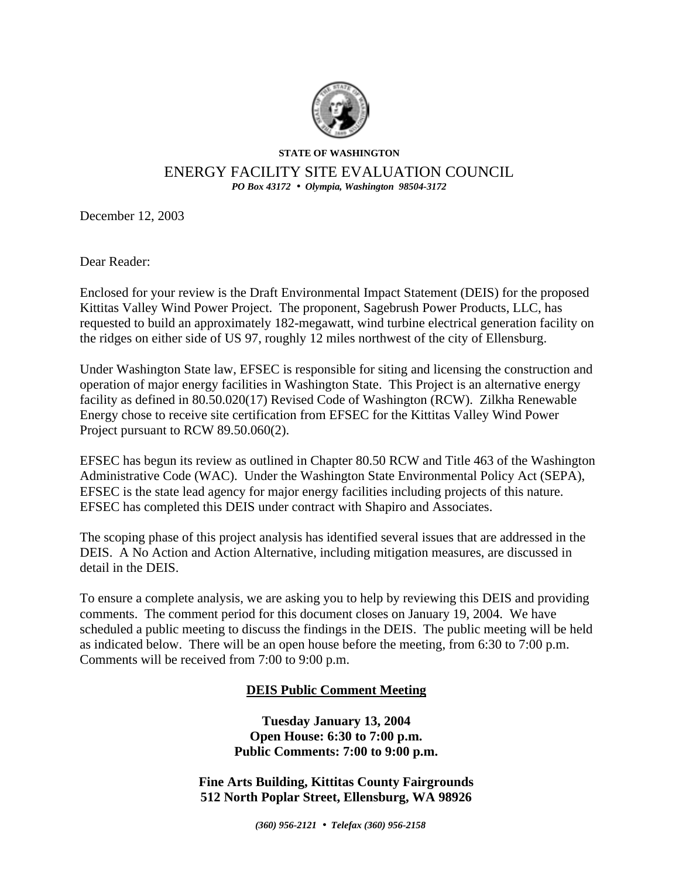**STATE OF WASHINGTON**

ENERGY FACILITY SITE EVALUATION COUNCIL

***PO Box 43172 • Olympia, Washington 98504-3172***

December 12, 2003

Dear Reader:

Enclosed for your review is the Draft Environmental Impact Statement (DEIS) for the proposed Kittitas Valley Wind Power Project. The proponent, Sagebrush Power Products, LLC, has requested to build an approximately 182-megawatt, wind turbine electrical generation facility on the ridges on either side of US 97, roughly 12 miles northwest of the city of Ellensburg.

Under Washington State law, EFSEC is responsible for siting and licensing the construction and operation of major energy facilities in Washington State. This Project is an alternative energy facility as defined in 80.50.020(17) Revised Code of Washington (RCW). Zilkha Renewable Energy chose to receive site certification from EFSEC for the Kittitas Valley Wind Power Project pursuant to RCW 89.50.060(2).

EFSEC has begun its review as outlined in Chapter 80.50 RCW and Title 463 of the Washington Administrative Code (WAC). Under the Washington State Environmental Policy Act (SEPA), EFSEC is the state lead agency for major energy facilities including projects of this nature. EFSEC has completed this DEIS under contract with Shapiro and Associates.

The scoping phase of this project analysis has identified several issues that are addressed in the DEIS. A No Action and Action Alternative, including mitigation measures, are discussed in detail in the DEIS.

To ensure a complete analysis, we are asking you to help by reviewing this DEIS and providing comments. The comment period for this document closes on January 19, 2004. We have scheduled a public meeting to discuss the findings in the DEIS. The public meeting will be held as indicated below. There will be an open house before the meeting, from 6:30 to 7:00 p.m. Comments will be received from 7:00 to 9:00 p.m.

**DEIS Public Comment Meeting**

**Tuesday January 13, 2004**
**Open House: 6:30 to 7:00 p.m.**
**Public Comments: 7:00 to 9:00 p.m.**

**Fine Arts Building, Kittitas County Fairgrounds**
**512 North Poplar Street, Ellensburg, WA 98926**

***(360) 956-2121 • Telefax (360) 956-2158***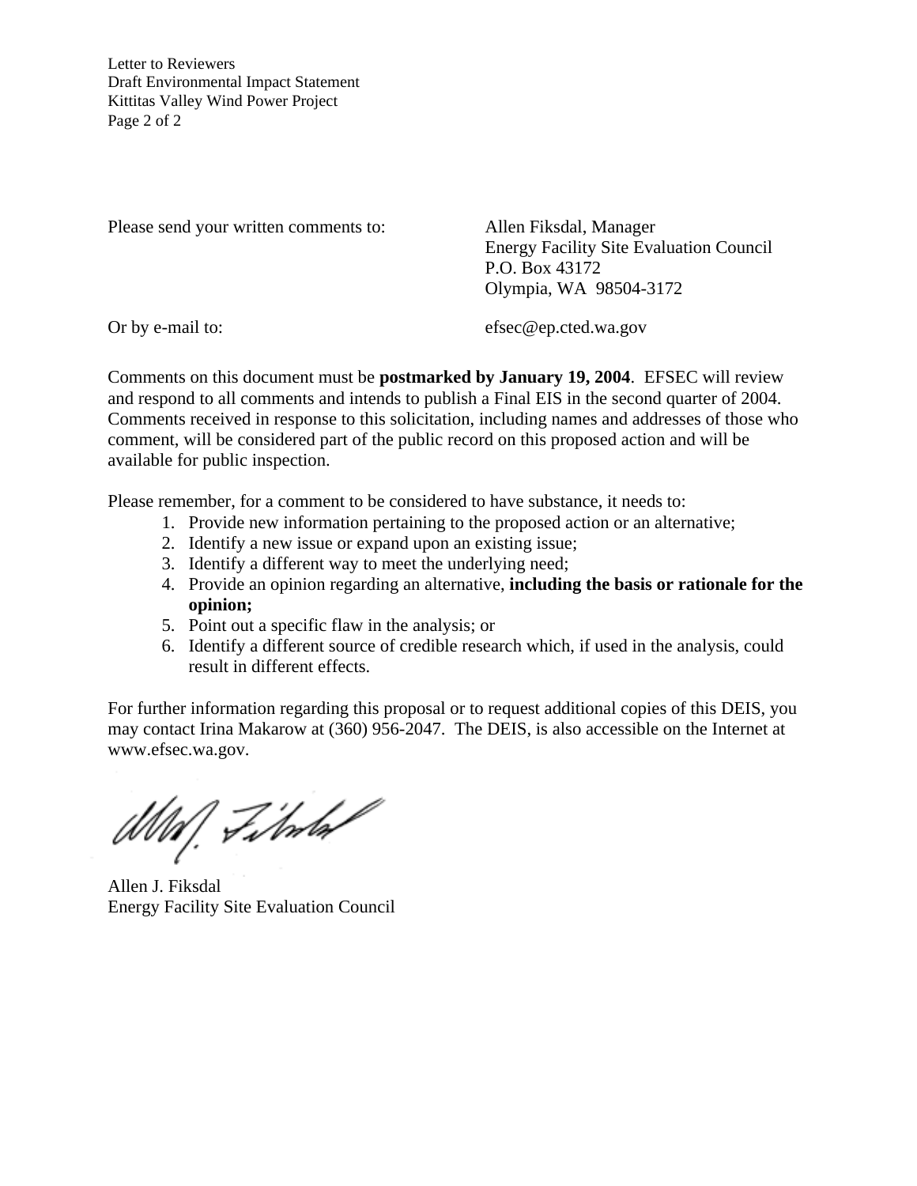Please send your written comments to: Allen Fiksdal, Manager
Energy Facility Site Evaluation Council
P.O. Box 43172
Olympia, WA 98504-3172

Or by e-mail to: efsec@ep.cted.wa.gov

Comments on this document must be **postmarked by January 19, 2004**. EFSEC will review and respond to all comments and intends to publish a Final EIS in the second quarter of 2004. Comments received in response to this solicitation, including names and addresses of those who comment, will be considered part of the public record on this proposed action and will be available for public inspection.

Please remember, for a comment to be considered to have substance, it needs to:

1. Provide new information pertaining to the proposed action or an alternative;
2. Identify a new issue or expand upon an existing issue;
3. Identify a different way to meet the underlying need;
4. Provide an opinion regarding an alternative, **including the basis or rationale for the opinion;**
5. Point out a specific flaw in the analysis; or
6. Identify a different source of credible research which, if used in the analysis, could result in different effects.

For further information regarding this proposal or to request additional copies of this DEIS, you may contact Irina Makarow at (360) 956-2047. The DEIS, is also accessible on the Internet at www.efsec.wa.gov.

Allen J. Fiksdal
Energy Facility Site Evaluation Council